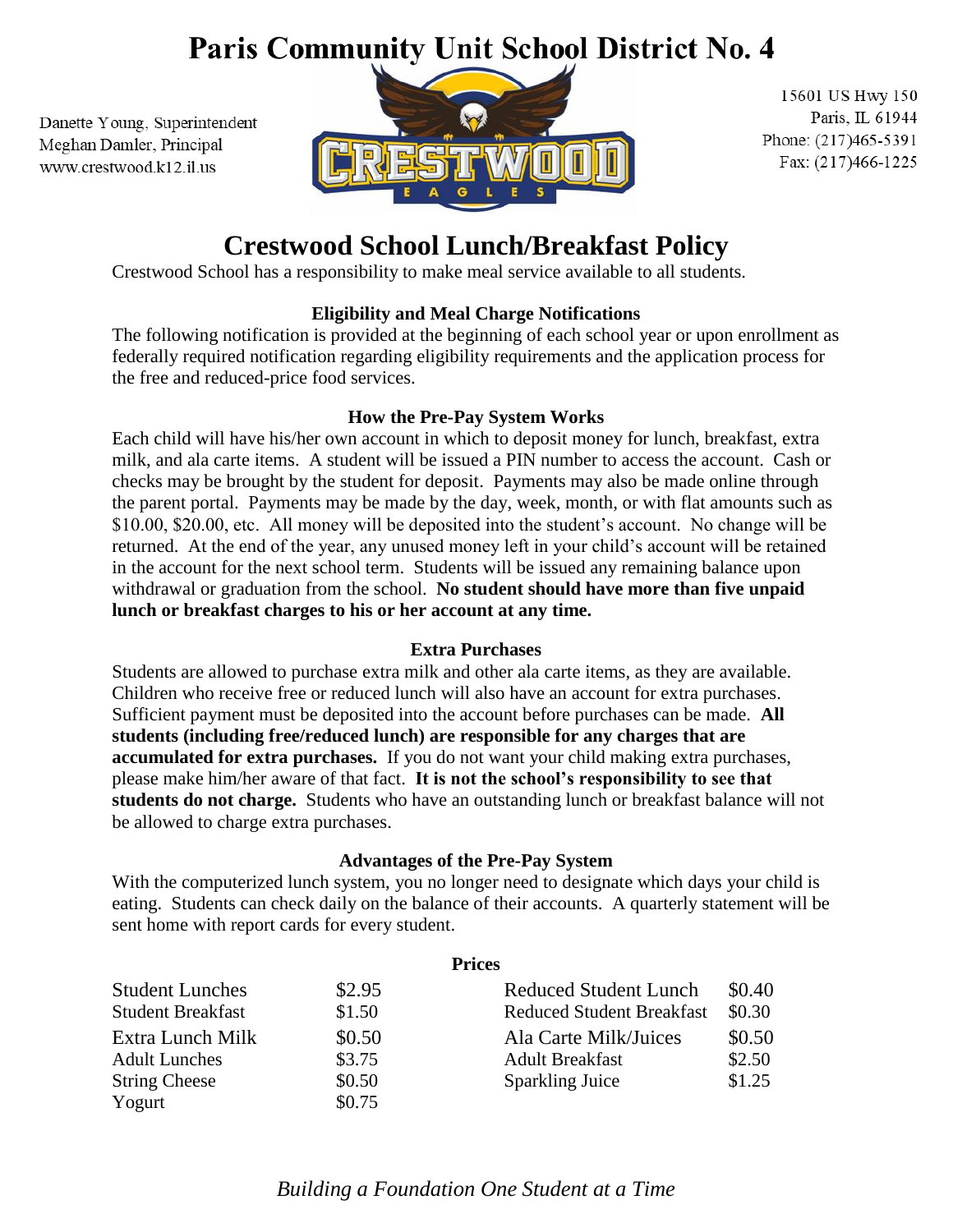# Paris Community Unit School District No. 4

Danette Young, Superintendent
Meghan Damler, Principal
www.crestwood.k12.il.us

CRESTWOOD EAGLES

15601 US Hwy 150
Paris, IL 61944
Phone: (217)465-5391
Fax: (217)466-1225

## Crestwood School Lunch/Breakfast Policy

Crestwood School has a responsibility to make meal service available to all students.

### Eligibility and Meal Charge Notifications

The following notification is provided at the beginning of each school year or upon enrollment as federally required notification regarding eligibility requirements and the application process for the free and reduced-price food services.

### How the Pre-Pay System Works

Each child will have his/her own account in which to deposit money for lunch, breakfast, extra milk, and ala carte items. A student will be issued a PIN number to access the account. Cash or checks may be brought by the student for deposit. Payments may also be made online through the parent portal. Payments may be made by the day, week, month, or with flat amounts such as $10.00, $20.00, etc. All money will be deposited into the student's account. No change will be returned. At the end of the year, any unused money left in your child's account will be retained in the account for the next school term. Students will be issued any remaining balance upon withdrawal or graduation from the school. **No student should have more than five unpaid lunch or breakfast charges to his or her account at any time.**

### Extra Purchases

Students are allowed to purchase extra milk and other ala carte items, as they are available. Children who receive free or reduced lunch will also have an account for extra purchases. Sufficient payment must be deposited into the account before purchases can be made. **All students (including free/reduced lunch) are responsible for any charges that are accumulated for extra purchases.** If you do not want your child making extra purchases, please make him/her aware of that fact. **It is not the school's responsibility to see that students do not charge.** Students who have an outstanding lunch or breakfast balance will not be allowed to charge extra purchases.

### Advantages of the Pre-Pay System

With the computerized lunch system, you no longer need to designate which days your child is eating. Students can check daily on the balance of their accounts. A quarterly statement will be sent home with report cards for every student.

### Prices

| Item | Price | Item | Price |
|---|---|---|---|
| Student Lunches | $2.95 | Reduced Student Lunch | $0.40 |
| Student Breakfast | $1.50 | Reduced Student Breakfast | $0.30 |
| Extra Lunch Milk | $0.50 | Ala Carte Milk/Juices | $0.50 |
| Adult Lunches | $3.75 | Adult Breakfast | $2.50 |
| String Cheese | $0.50 | Sparkling Juice | $1.25 |
| Yogurt | $0.75 | | |

*Building a Foundation One Student at a Time*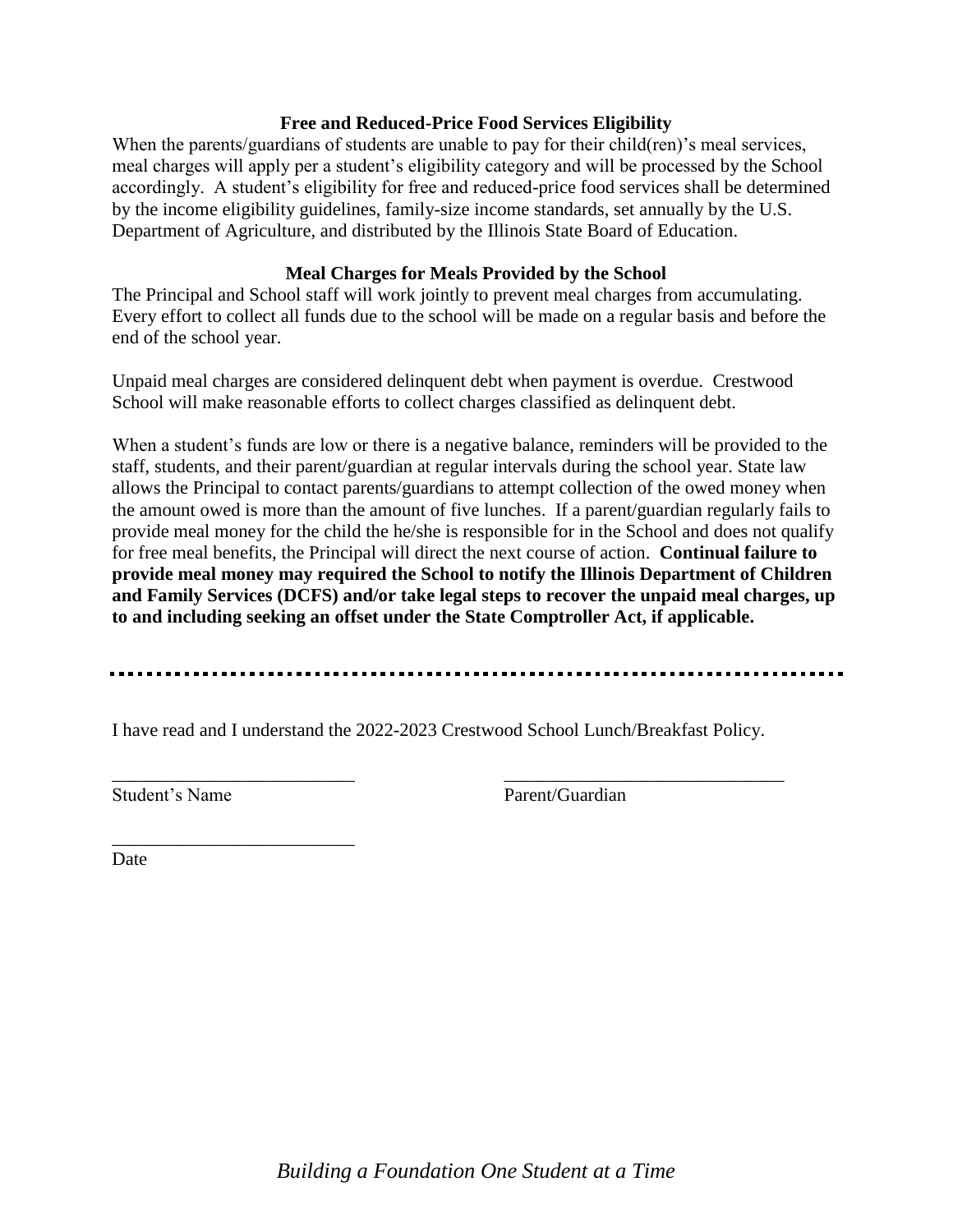### Free and Reduced-Price Food Services Eligibility

When the parents/guardians of students are unable to pay for their child(ren)'s meal services, meal charges will apply per a student's eligibility category and will be processed by the School accordingly. A student's eligibility for free and reduced-price food services shall be determined by the income eligibility guidelines, family-size income standards, set annually by the U.S. Department of Agriculture, and distributed by the Illinois State Board of Education.

### Meal Charges for Meals Provided by the School

The Principal and School staff will work jointly to prevent meal charges from accumulating. Every effort to collect all funds due to the school will be made on a regular basis and before the end of the school year.

Unpaid meal charges are considered delinquent debt when payment is overdue. Crestwood School will make reasonable efforts to collect charges classified as delinquent debt.

When a student's funds are low or there is a negative balance, reminders will be provided to the staff, students, and their parent/guardian at regular intervals during the school year. State law allows the Principal to contact parents/guardians to attempt collection of the owed money when the amount owed is more than the amount of five lunches. If a parent/guardian regularly fails to provide meal money for the child the he/she is responsible for in the School and does not qualify for free meal benefits, the Principal will direct the next course of action. **Continual failure to provide meal money may required the School to notify the Illinois Department of Children and Family Services (DCFS) and/or take legal steps to recover the unpaid meal charges, up to and including seeking an offset under the State Comptroller Act, if applicable.**

---

I have read and I understand the 2022-2023 Crestwood School Lunch/Breakfast Policy.

\_\_\_\_\_\_\_\_\_\_\_\_\_\_\_\_\_\_\_\_\_\_\_\_\_\_ Student's Name

\_\_\_\_\_\_\_\_\_\_\_\_\_\_\_\_\_\_\_\_\_\_\_\_\_\_\_\_\_\_ Parent/Guardian

\_\_\_\_\_\_\_\_\_\_\_\_\_\_\_\_\_\_\_\_\_\_\_\_\_\_ Date

*Building a Foundation One Student at a Time*